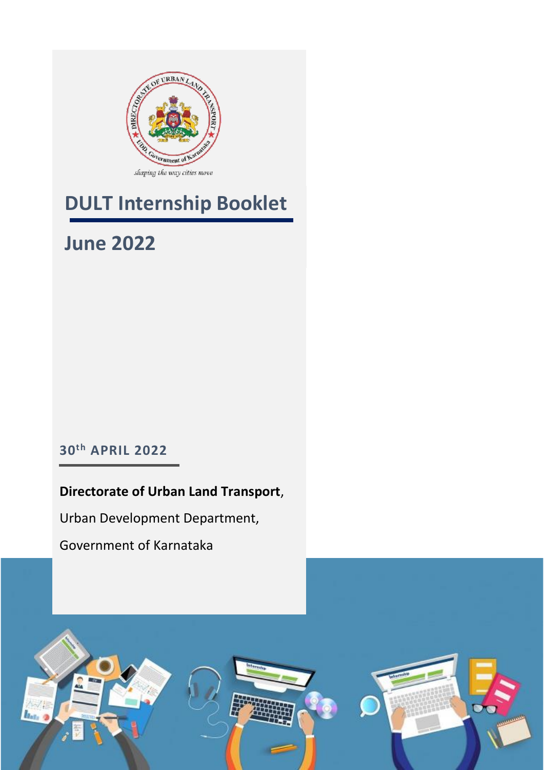# DULT Internship Booklet

## June 2022

**30th APRIL 2022**

**Directorate of Urban Land Transport**,

Urban Development Department,

Government of Karnataka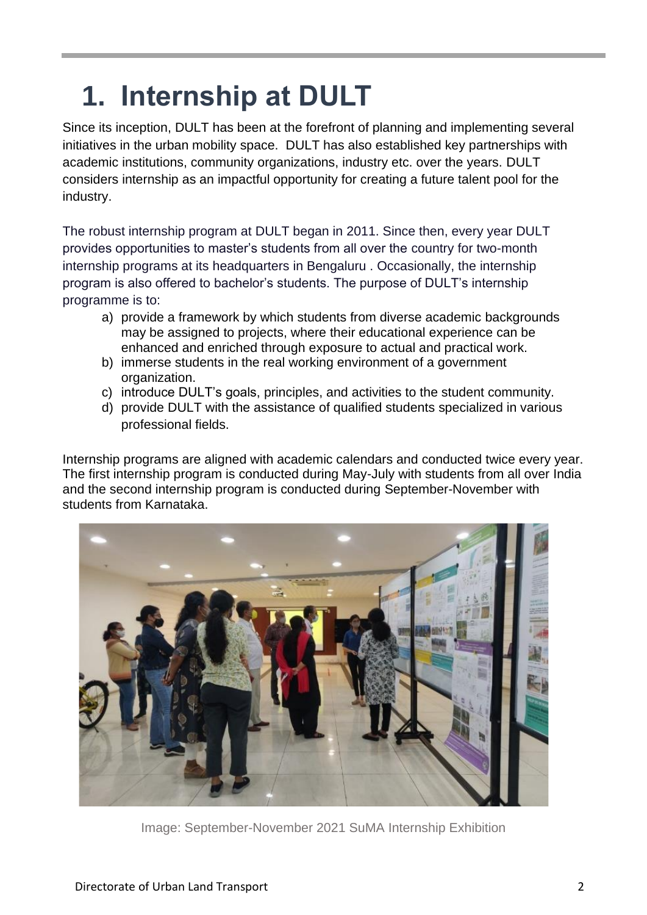# 1. Internship at DULT

Since its inception, DULT has been at the forefront of planning and implementing several initiatives in the urban mobility space. DULT has also established key partnerships with academic institutions, community organizations, industry etc. over the years. DULT considers internship as an impactful opportunity for creating a future talent pool for the industry.

The robust internship program at DULT began in 2011. Since then, every year DULT provides opportunities to master's students from all over the country for two-month internship programs at its headquarters in Bengaluru . Occasionally, the internship program is also offered to bachelor's students. The purpose of DULT's internship programme is to:

a) provide a framework by which students from diverse academic backgrounds may be assigned to projects, where their educational experience can be enhanced and enriched through exposure to actual and practical work.
b) immerse students in the real working environment of a government organization.
c) introduce DULT's goals, principles, and activities to the student community.
d) provide DULT with the assistance of qualified students specialized in various professional fields.

Internship programs are aligned with academic calendars and conducted twice every year. The first internship program is conducted during May-July with students from all over India and the second internship program is conducted during September-November with students from Karnataka.

Image: September-November 2021 SuMA Internship Exhibition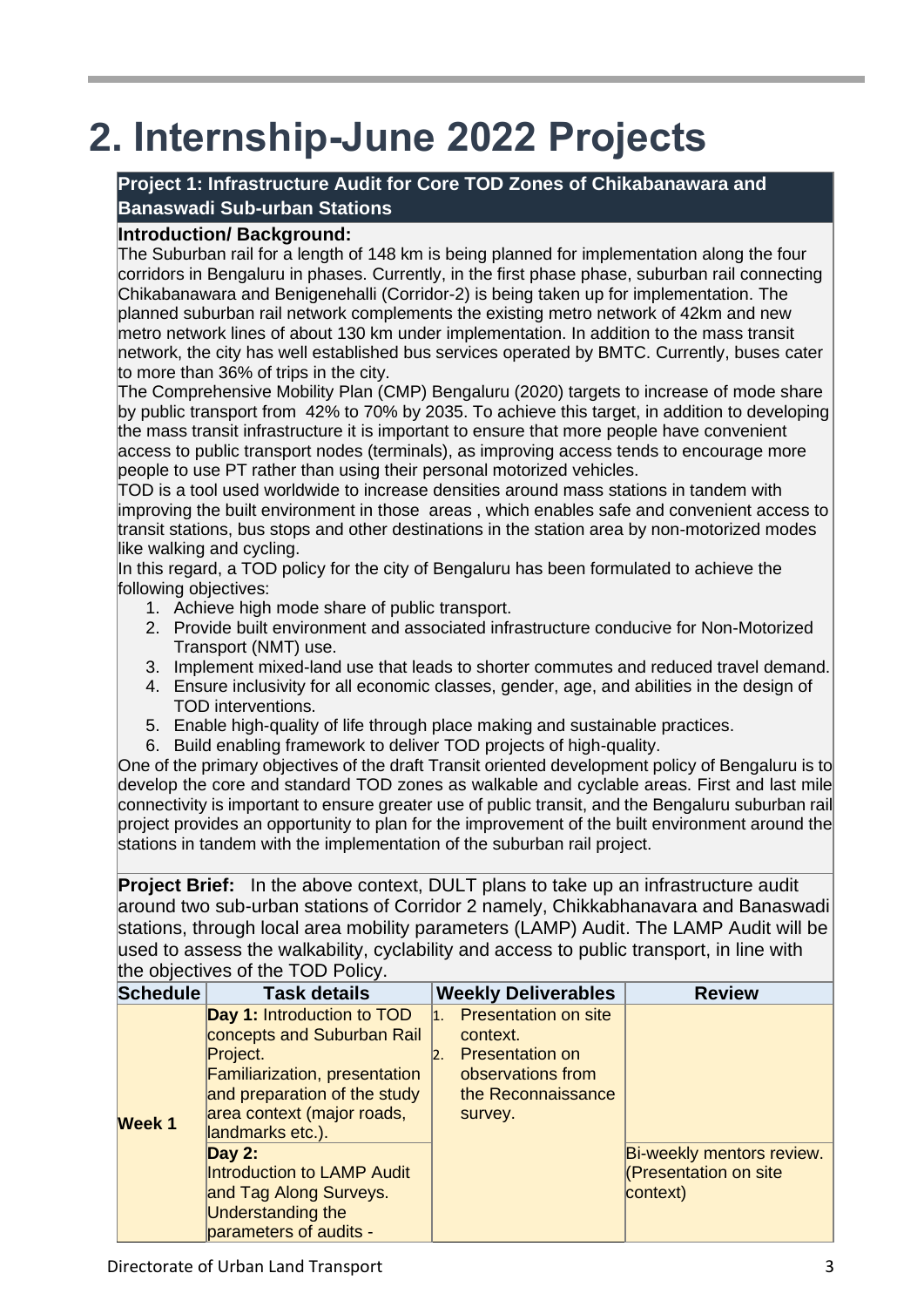# 2. Internship-June 2022 Projects

**Project 1: Infrastructure Audit for Core TOD Zones of Chikabanawara and Banaswadi Sub-urban Stations**

**Introduction/ Background:**

The Suburban rail for a length of 148 km is being planned for implementation along the four corridors in Bengaluru in phases. Currently, in the first phase phase, suburban rail connecting Chikabanawara and Benigenehalli (Corridor-2) is being taken up for implementation. The planned suburban rail network complements the existing metro network of 42km and new metro network lines of about 130 km under implementation. In addition to the mass transit network, the city has well established bus services operated by BMTC. Currently, buses cater to more than 36% of trips in the city.

The Comprehensive Mobility Plan (CMP) Bengaluru (2020) targets to increase of mode share by public transport from 42% to 70% by 2035. To achieve this target, in addition to developing the mass transit infrastructure it is important to ensure that more people have convenient access to public transport nodes (terminals), as improving access tends to encourage more people to use PT rather than using their personal motorized vehicles.

TOD is a tool used worldwide to increase densities around mass stations in tandem with improving the built environment in those areas , which enables safe and convenient access to transit stations, bus stops and other destinations in the station area by non-motorized modes like walking and cycling.

In this regard, a TOD policy for the city of Bengaluru has been formulated to achieve the following objectives:

1. Achieve high mode share of public transport.
2. Provide built environment and associated infrastructure conducive for Non-Motorized Transport (NMT) use.
3. Implement mixed-land use that leads to shorter commutes and reduced travel demand.
4. Ensure inclusivity for all economic classes, gender, age, and abilities in the design of TOD interventions.
5. Enable high-quality of life through place making and sustainable practices.
6. Build enabling framework to deliver TOD projects of high-quality.

One of the primary objectives of the draft Transit oriented development policy of Bengaluru is to develop the core and standard TOD zones as walkable and cyclable areas. First and last mile connectivity is important to ensure greater use of public transit, and the Bengaluru suburban rail project provides an opportunity to plan for the improvement of the built environment around the stations in tandem with the implementation of the suburban rail project.

**Project Brief:** In the above context, DULT plans to take up an infrastructure audit around two sub-urban stations of Corridor 2 namely, Chikkabhanavara and Banaswadi stations, through local area mobility parameters (LAMP) Audit. The LAMP Audit will be used to assess the walkability, cyclability and access to public transport, in line with the objectives of the TOD Policy.

| Schedule | Task details | Weekly Deliverables | Review |
|---|---|---|---|
| **Week 1** | **Day 1:** Introduction to TOD concepts and Suburban Rail Project. Familiarization, presentation and preparation of the study area context (major roads, landmarks etc.). **Day 2:** Introduction to LAMP Audit and Tag Along Surveys. Understanding the parameters of audits - | 1. Presentation on site context. 2. Presentation on observations from the Reconnaissance survey. | Bi-weekly mentors review. (Presentation on site context) |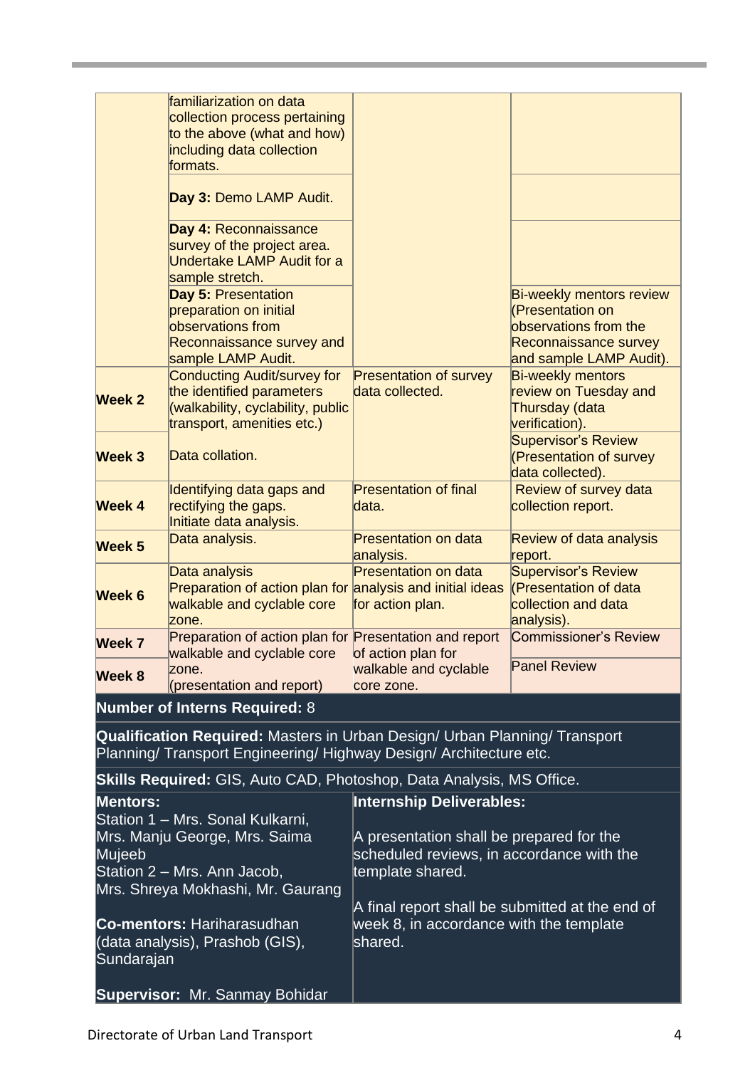| | | | |
|---|---|---|---|
| | familiarization on data collection process pertaining to the above (what and how) including data collection formats. | | |
| | **Day 3:** Demo LAMP Audit. | | |
| | **Day 4:** Reconnaissance survey of the project area. Undertake LAMP Audit for a sample stretch. | | |
| | **Day 5:** Presentation preparation on initial observations from Reconnaissance survey and sample LAMP Audit. | | Bi-weekly mentors review (Presentation on observations from the Reconnaissance survey and sample LAMP Audit). |
| **Week 2** | Conducting Audit/survey for the identified parameters (walkability, cyclability, public transport, amenities etc.) | Presentation of survey data collected. | Bi-weekly mentors review on Tuesday and Thursday (data verification). |
| **Week 3** | Data collation. | | Supervisor's Review (Presentation of survey data collected). |
| **Week 4** | Identifying data gaps and rectifying the gaps. Initiate data analysis. | Presentation of final data. | Review of survey data collection report. |
| **Week 5** | Data analysis. | Presentation on data analysis. | Review of data analysis report. |
| **Week 6** | Data analysis Preparation of action plan for walkable and cyclable core zone. | Presentation on data analysis and initial ideas for action plan. | Supervisor's Review (Presentation of data collection and data analysis). |
| **Week 7** | Preparation of action plan for walkable and cyclable core zone. (presentation and report) | Presentation and report of action plan for walkable and cyclable core zone. | Commissioner's Review |
| **Week 8** | | | Panel Review |

**Number of Interns Required:** 8

**Qualification Required:** Masters in Urban Design/ Urban Planning/ Transport Planning/ Transport Engineering/ Highway Design/ Architecture etc.

**Skills Required:** GIS, Auto CAD, Photoshop, Data Analysis, MS Office.

| **Mentors:** | **Internship Deliverables:** |
|---|---|
| Station 1 – Mrs. Sonal Kulkarni, Mrs. Manju George, Mrs. Saima Mujeeb<br>Station 2 – Mrs. Ann Jacob, Mrs. Shreya Mokhashi, Mr. Gaurang<br><br>**Co-mentors:** Hariharasudhan (data analysis), Prashob (GIS), Sundarajan<br><br>**Supervisor:** Mr. Sanmay Bohidar | A presentation shall be prepared for the scheduled reviews, in accordance with the template shared.<br><br>A final report shall be submitted at the end of week 8, in accordance with the template shared. |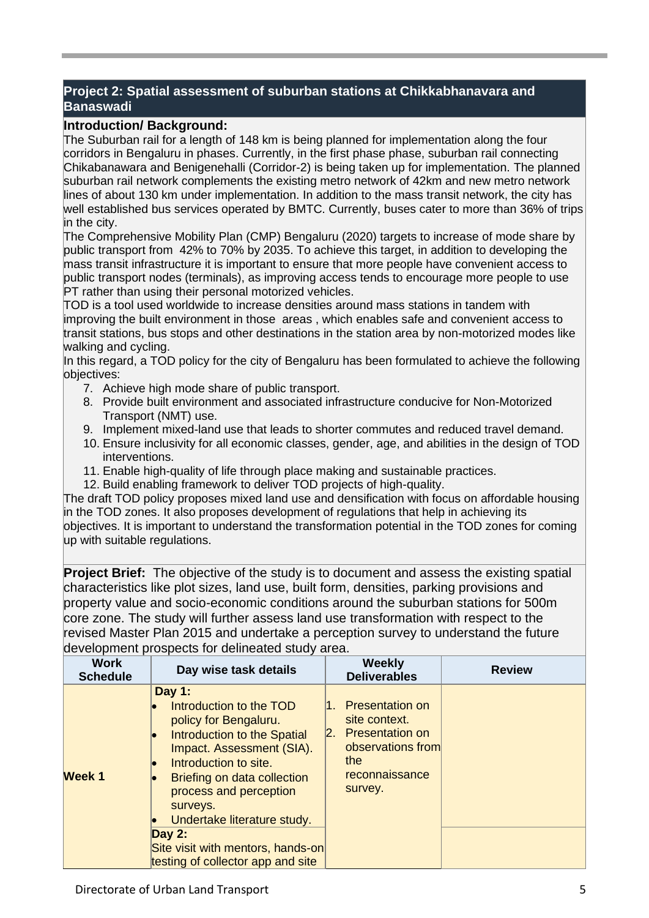## Project 2: Spatial assessment of suburban stations at Chikkabhanavara and Banaswadi

**Introduction/ Background:**

The Suburban rail for a length of 148 km is being planned for implementation along the four corridors in Bengaluru in phases. Currently, in the first phase phase, suburban rail connecting Chikabanawara and Benigenehalli (Corridor-2) is being taken up for implementation. The planned suburban rail network complements the existing metro network of 42km and new metro network lines of about 130 km under implementation. In addition to the mass transit network, the city has well established bus services operated by BMTC. Currently, buses cater to more than 36% of trips in the city.

The Comprehensive Mobility Plan (CMP) Bengaluru (2020) targets to increase of mode share by public transport from 42% to 70% by 2035. To achieve this target, in addition to developing the mass transit infrastructure it is important to ensure that more people have convenient access to public transport nodes (terminals), as improving access tends to encourage more people to use PT rather than using their personal motorized vehicles.

TOD is a tool used worldwide to increase densities around mass stations in tandem with improving the built environment in those areas , which enables safe and convenient access to transit stations, bus stops and other destinations in the station area by non-motorized modes like walking and cycling.

In this regard, a TOD policy for the city of Bengaluru has been formulated to achieve the following objectives:

7. Achieve high mode share of public transport.
8. Provide built environment and associated infrastructure conducive for Non-Motorized Transport (NMT) use.
9. Implement mixed-land use that leads to shorter commutes and reduced travel demand.
10. Ensure inclusivity for all economic classes, gender, age, and abilities in the design of TOD interventions.
11. Enable high-quality of life through place making and sustainable practices.
12. Build enabling framework to deliver TOD projects of high-quality.

The draft TOD policy proposes mixed land use and densification with focus on affordable housing in the TOD zones. It also proposes development of regulations that help in achieving its objectives. It is important to understand the transformation potential in the TOD zones for coming up with suitable regulations.

**Project Brief:** The objective of the study is to document and assess the existing spatial characteristics like plot sizes, land use, built form, densities, parking provisions and property value and socio-economic conditions around the suburban stations for 500m core zone. The study will further assess land use transformation with respect to the revised Master Plan 2015 and undertake a perception survey to understand the future development prospects for delineated study area.

| Work Schedule | Day wise task details | Weekly Deliverables | Review |
|---|---|---|---|
| Week 1 | **Day 1:**<br>• Introduction to the TOD policy for Bengaluru.<br>• Introduction to the Spatial Impact. Assessment (SIA).<br>• Introduction to site.<br>• Briefing on data collection process and perception surveys.<br>• Undertake literature study. | 1. Presentation on site context.<br>2. Presentation on observations from the reconnaissance survey. | |
| | **Day 2:**<br>Site visit with mentors, hands-on testing of collector app and site | | |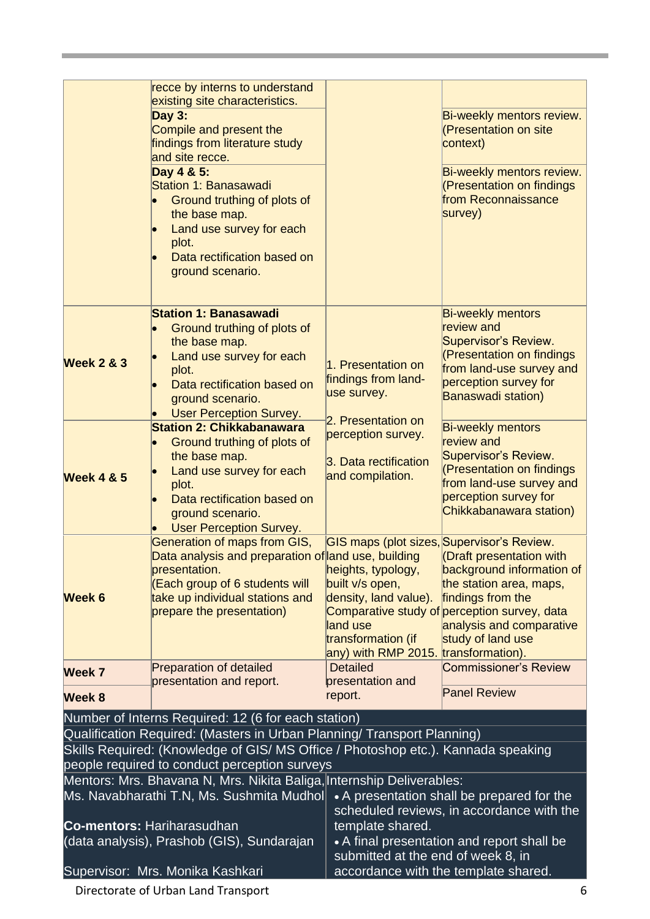| | | | |
|---|---|---|---|
| | recce by interns to understand existing site characteristics. | | |
| | **Day 3:** Compile and present the findings from literature study and site recce. | | Bi-weekly mentors review. (Presentation on site context) |
| | **Day 4 & 5:** Station 1: Banasawadi<br>• Ground truthing of plots of the base map.<br>• Land use survey for each plot.<br>• Data rectification based on ground scenario. | | Bi-weekly mentors review. (Presentation on findings from Reconnaissance survey) |
| **Week 2 & 3** | **Station 1: Banasawadi**<br>• Ground truthing of plots of the base map.<br>• Land use survey for each plot.<br>• Data rectification based on ground scenario.<br>• User Perception Survey. | 1. Presentation on findings from land-use survey.<br>2. Presentation on perception survey.<br>3. Data rectification and compilation. | Bi-weekly mentors review and Supervisor's Review. (Presentation on findings from land-use survey and perception survey for Banaswadi station) |
| **Week 4 & 5** | **Station 2: Chikkabanawara**<br>• Ground truthing of plots of the base map.<br>• Land use survey for each plot.<br>• Data rectification based on ground scenario.<br>• User Perception Survey. | | Bi-weekly mentors review and Supervisor's Review. (Presentation on findings from land-use survey and perception survey for Chikkabanawara station) |
| **Week 6** | Generation of maps from GIS, Data analysis and preparation of presentation. (Each group of 6 students will take up individual stations and prepare the presentation) | GIS maps (plot sizes, land use, building heights, typology, built v/s open, density, land value). Comparative study of land use transformation (if any) with RMP 2015. | Supervisor's Review. (Draft presentation with background information of the station area, maps, findings from the perception survey, data analysis and comparative study of land use transformation). |
| **Week 7** | Preparation of detailed presentation and report. | Detailed presentation and report. | Commissioner's Review |
| **Week 8** | | | Panel Review |

Number of Interns Required: 12 (6 for each station)

Qualification Required: (Masters in Urban Planning/ Transport Planning)

Skills Required: (Knowledge of GIS/ MS Office / Photoshop etc.). Kannada speaking people required to conduct perception surveys

| | |
|---|---|
| Mentors: Mrs. Bhavana N, Mrs. Nikita Baliga, Ms. Navabharathi T.N, Ms. Sushmita Mudhol<br><br>**Co-mentors:** Hariharasudhan (data analysis), Prashob (GIS), Sundarajan<br><br>Supervisor: Mrs. Monika Kashkari | Internship Deliverables:<br>• A presentation shall be prepared for the scheduled reviews, in accordance with the template shared.<br>• A final presentation and report shall be submitted at the end of week 8, in accordance with the template shared. |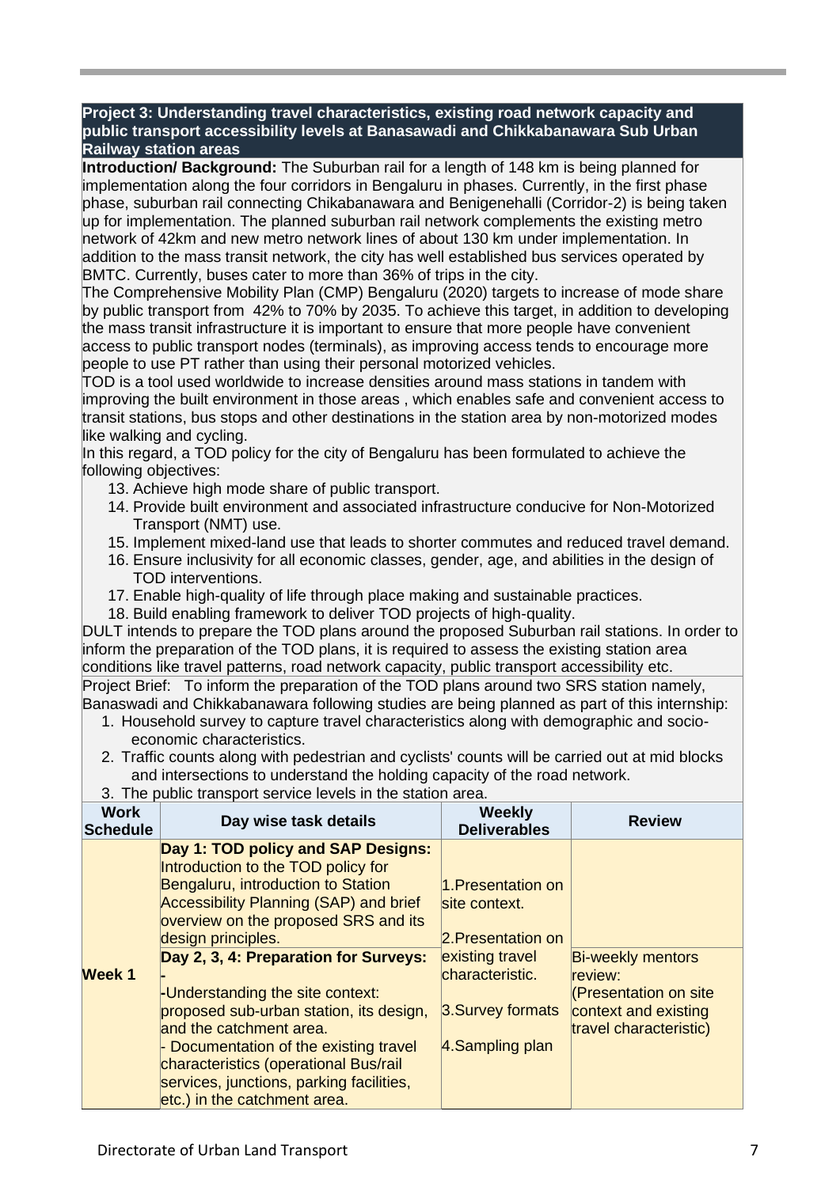**Project 3: Understanding travel characteristics, existing road network capacity and public transport accessibility levels at Banasawadi and Chikkabanawara Sub Urban Railway station areas**

**Introduction/ Background:** The Suburban rail for a length of 148 km is being planned for implementation along the four corridors in Bengaluru in phases. Currently, in the first phase phase, suburban rail connecting Chikabanawara and Benigenehalli (Corridor-2) is being taken up for implementation. The planned suburban rail network complements the existing metro network of 42km and new metro network lines of about 130 km under implementation. In addition to the mass transit network, the city has well established bus services operated by BMTC. Currently, buses cater to more than 36% of trips in the city.

The Comprehensive Mobility Plan (CMP) Bengaluru (2020) targets to increase of mode share by public transport from 42% to 70% by 2035. To achieve this target, in addition to developing the mass transit infrastructure it is important to ensure that more people have convenient access to public transport nodes (terminals), as improving access tends to encourage more people to use PT rather than using their personal motorized vehicles.

TOD is a tool used worldwide to increase densities around mass stations in tandem with improving the built environment in those areas , which enables safe and convenient access to transit stations, bus stops and other destinations in the station area by non-motorized modes like walking and cycling.

In this regard, a TOD policy for the city of Bengaluru has been formulated to achieve the following objectives:

13. Achieve high mode share of public transport.
14. Provide built environment and associated infrastructure conducive for Non-Motorized Transport (NMT) use.
15. Implement mixed-land use that leads to shorter commutes and reduced travel demand.
16. Ensure inclusivity for all economic classes, gender, age, and abilities in the design of TOD interventions.
17. Enable high-quality of life through place making and sustainable practices.
18. Build enabling framework to deliver TOD projects of high-quality.

DULT intends to prepare the TOD plans around the proposed Suburban rail stations. In order to inform the preparation of the TOD plans, it is required to assess the existing station area conditions like travel patterns, road network capacity, public transport accessibility etc.

Project Brief: To inform the preparation of the TOD plans around two SRS station namely, Banaswadi and Chikkabanawara following studies are being planned as part of this internship:

1. Household survey to capture travel characteristics along with demographic and socio-economic characteristics.
2. Traffic counts along with pedestrian and cyclists' counts will be carried out at mid blocks and intersections to understand the holding capacity of the road network.
3. The public transport service levels in the station area.

| Work Schedule | Day wise task details | Weekly Deliverables | Review |
|---|---|---|---|
| Week 1 | **Day 1: TOD policy and SAP Designs:** Introduction to the TOD policy for Bengaluru, introduction to Station Accessibility Planning (SAP) and brief overview on the proposed SRS and its design principles. | 1.Presentation on site context.<br><br>2.Presentation on existing travel characteristic.<br><br>3.Survey formats<br><br>4.Sampling plan | Bi-weekly mentors review: (Presentation on site context and existing travel characteristic) |
| | **Day 2, 3, 4: Preparation for Surveys: -**<br>-Understanding the site context: proposed sub-urban station, its design, and the catchment area.<br>- Documentation of the existing travel characteristics (operational Bus/rail services, junctions, parking facilities, etc.) in the catchment area. | | |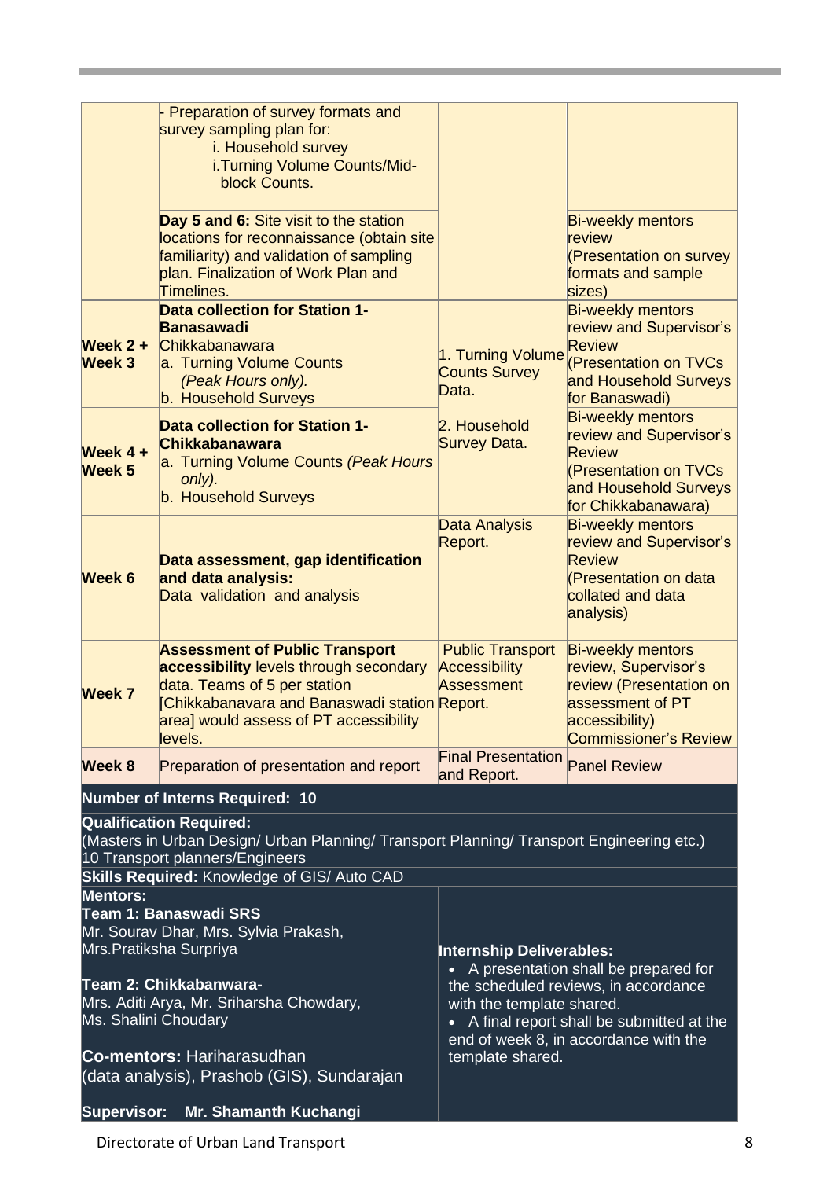| | | | |
|---|---|---|---|
| | - Preparation of survey formats and survey sampling plan for:<br>i. Household survey<br>i. Turning Volume Counts/Mid-block Counts.<br><br>**Day 5 and 6:** Site visit to the station locations for reconnaissance (obtain site familiarity) and validation of sampling plan. Finalization of Work Plan and Timelines. | | Bi-weekly mentors review (Presentation on survey formats and sample sizes) |
| **Week 2 + Week 3** | **Data collection for Station 1- Banasawadi**<br>Chikkabanawara<br>a. Turning Volume Counts *(Peak Hours only).*<br>b. Household Surveys | 1. Turning Volume Counts Survey Data.<br><br>2. Household Survey Data. | Bi-weekly mentors review and Supervisor's Review (Presentation on TVCs and Household Surveys for Banaswadi) |
| **Week 4 + Week 5** | **Data collection for Station 1- Chikkabanawara**<br>a. Turning Volume Counts *(Peak Hours only).*<br>b. Household Surveys | | Bi-weekly mentors review and Supervisor's Review (Presentation on TVCs and Household Surveys for Chikkabanawara) |
| **Week 6** | **Data assessment, gap identification and data analysis:**<br>Data validation and analysis | Data Analysis Report. | Bi-weekly mentors review and Supervisor's Review (Presentation on data collated and data analysis) |
| **Week 7** | **Assessment of Public Transport accessibility** levels through secondary data. Teams of 5 per station [Chikkabanavara and Banaswadi station area] would assess of PT accessibility levels. | Public Transport Accessibility Assessment Report. | Bi-weekly mentors review, Supervisor's review (Presentation on assessment of PT accessibility) Commissioner's Review |
| **Week 8** | Preparation of presentation and report | Final Presentation and Report. | Panel Review |

**Number of Interns Required: 10**

**Qualification Required:**
(Masters in Urban Design/ Urban Planning/ Transport Planning/ Transport Engineering etc.)
10 Transport planners/Engineers

**Skills Required:** Knowledge of GIS/ Auto CAD

**Mentors:**

**Team 1: Banaswadi SRS**
Mr. Sourav Dhar, Mrs. Sylvia Prakash, Mrs.Pratiksha Surpriya

**Team 2: Chikkabanwara-**
Mrs. Aditi Arya, Mr. Sriharsha Chowdary, Ms. Shalini Choudary

**Co-mentors:** Hariharasudhan (data analysis), Prashob (GIS), Sundarajan

**Supervisor: Mr. Shamanth Kuchangi**

**Internship Deliverables:**
- A presentation shall be prepared for the scheduled reviews, in accordance with the template shared.
- A final report shall be submitted at the end of week 8, in accordance with the template shared.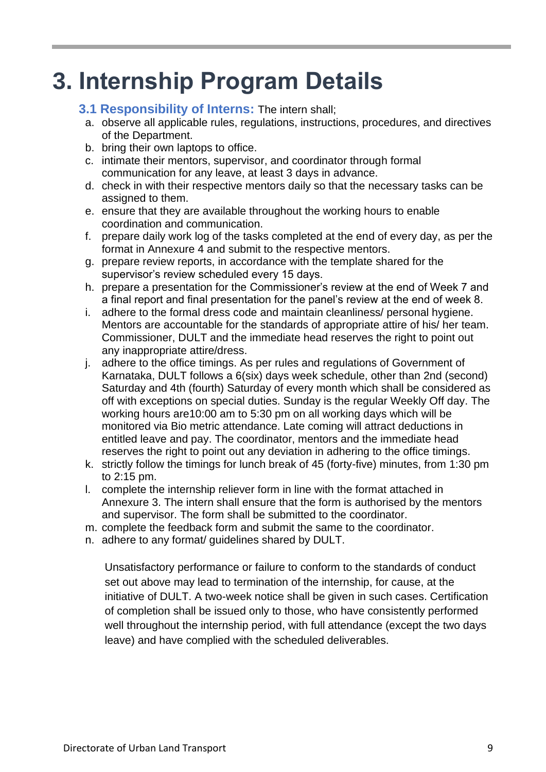# 3. Internship Program Details

### 3.1 Responsibility of Interns: The intern shall;

a. observe all applicable rules, regulations, instructions, procedures, and directives of the Department.
b. bring their own laptops to office.
c. intimate their mentors, supervisor, and coordinator through formal communication for any leave, at least 3 days in advance.
d. check in with their respective mentors daily so that the necessary tasks can be assigned to them.
e. ensure that they are available throughout the working hours to enable coordination and communication.
f. prepare daily work log of the tasks completed at the end of every day, as per the format in Annexure 4 and submit to the respective mentors.
g. prepare review reports, in accordance with the template shared for the supervisor's review scheduled every 15 days.
h. prepare a presentation for the Commissioner's review at the end of Week 7 and a final report and final presentation for the panel's review at the end of week 8.
i. adhere to the formal dress code and maintain cleanliness/ personal hygiene. Mentors are accountable for the standards of appropriate attire of his/ her team. Commissioner, DULT and the immediate head reserves the right to point out any inappropriate attire/dress.
j. adhere to the office timings. As per rules and regulations of Government of Karnataka, DULT follows a 6(six) days week schedule, other than 2nd (second) Saturday and 4th (fourth) Saturday of every month which shall be considered as off with exceptions on special duties. Sunday is the regular Weekly Off day. The working hours are10:00 am to 5:30 pm on all working days which will be monitored via Bio metric attendance. Late coming will attract deductions in entitled leave and pay. The coordinator, mentors and the immediate head reserves the right to point out any deviation in adhering to the office timings.
k. strictly follow the timings for lunch break of 45 (forty-five) minutes, from 1:30 pm to 2:15 pm.
l. complete the internship reliever form in line with the format attached in Annexure 3. The intern shall ensure that the form is authorised by the mentors and supervisor. The form shall be submitted to the coordinator.
m. complete the feedback form and submit the same to the coordinator.
n. adhere to any format/ guidelines shared by DULT.

Unsatisfactory performance or failure to conform to the standards of conduct set out above may lead to termination of the internship, for cause, at the initiative of DULT. A two-week notice shall be given in such cases. Certification of completion shall be issued only to those, who have consistently performed well throughout the internship period, with full attendance (except the two days leave) and have complied with the scheduled deliverables.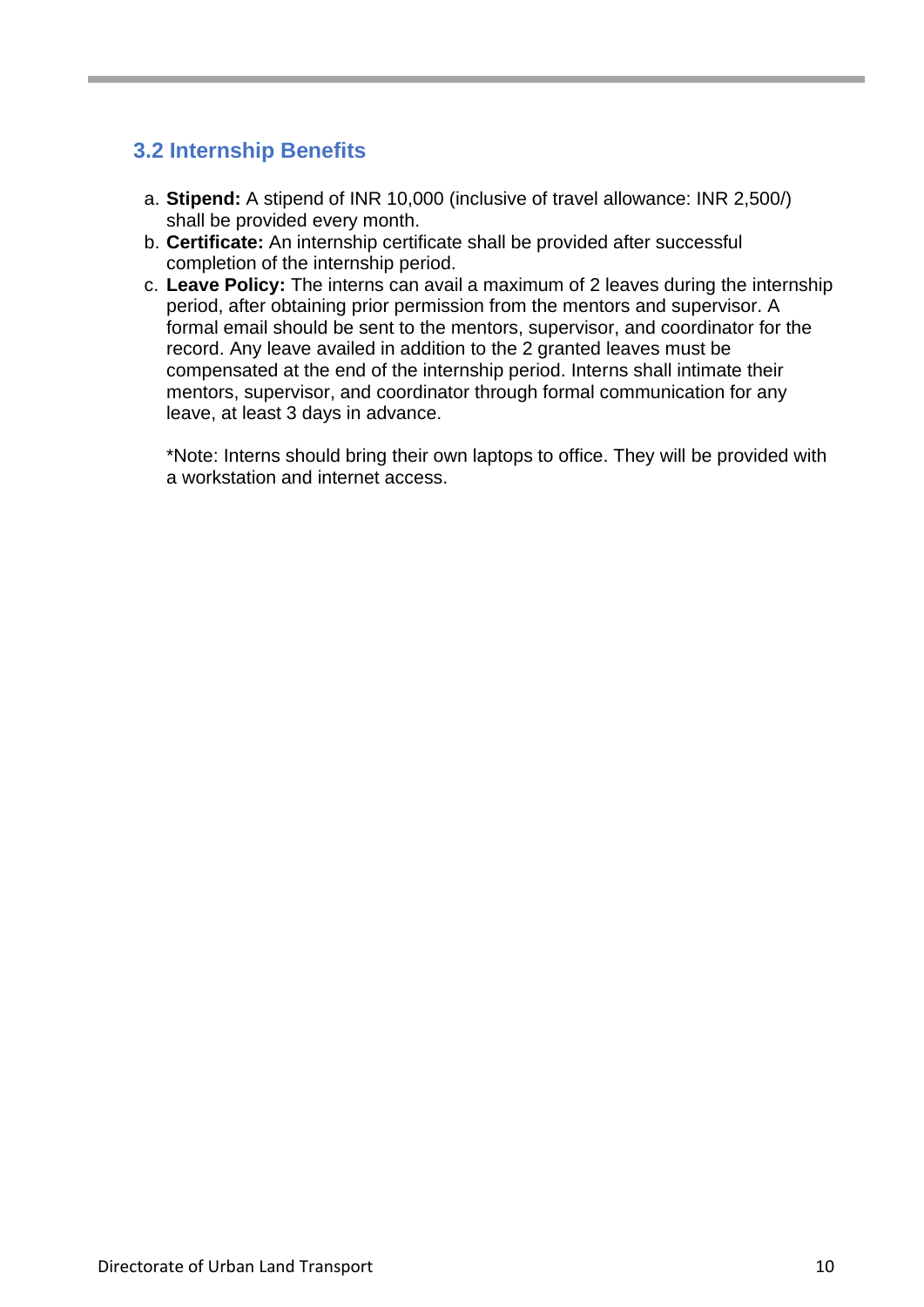### 3.2 Internship Benefits

a. **Stipend:** A stipend of INR 10,000 (inclusive of travel allowance: INR 2,500/) shall be provided every month.
b. **Certificate:** An internship certificate shall be provided after successful completion of the internship period.
c. **Leave Policy:** The interns can avail a maximum of 2 leaves during the internship period, after obtaining prior permission from the mentors and supervisor. A formal email should be sent to the mentors, supervisor, and coordinator for the record. Any leave availed in addition to the 2 granted leaves must be compensated at the end of the internship period. Interns shall intimate their mentors, supervisor, and coordinator through formal communication for any leave, at least 3 days in advance.

   *Note: Interns should bring their own laptops to office. They will be provided with a workstation and internet access.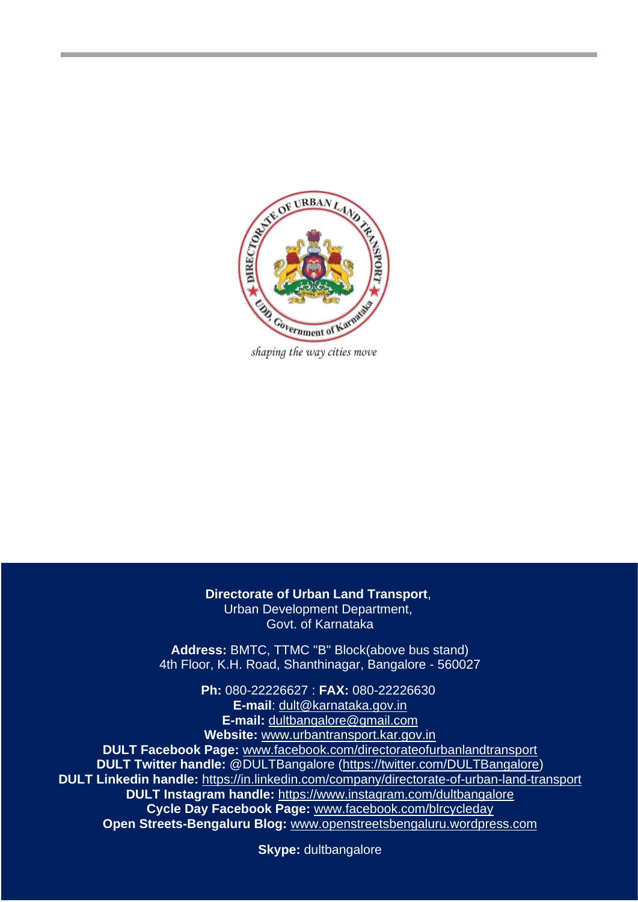*shaping the way cities move*

**Directorate of Urban Land Transport**,
Urban Development Department,
Govt. of Karnataka

**Address:** BMTC, TTMC "B" Block(above bus stand)
4th Floor, K.H. Road, Shanthinagar, Bangalore - 560027

**Ph:** 080-22226627 : **FAX:** 080-22226630
**E-mail**: dult@karnataka.gov.in
**E-mail:** dultbangalore@gmail.com
**Website:** www.urbantransport.kar.gov.in
**DULT Facebook Page:** www.facebook.com/directorateofurbanlandtransport
**DULT Twitter handle:** @DULTBangalore (https://twitter.com/DULTBangalore)
**DULT Linkedin handle:** https://in.linkedin.com/company/directorate-of-urban-land-transport
**DULT Instagram handle:** https://www.instagram.com/dultbangalore
**Cycle Day Facebook Page:** www.facebook.com/blrcycleday
**Open Streets-Bengaluru Blog:** www.openstreetsbengaluru.wordpress.com

**Skype:** dultbangalore